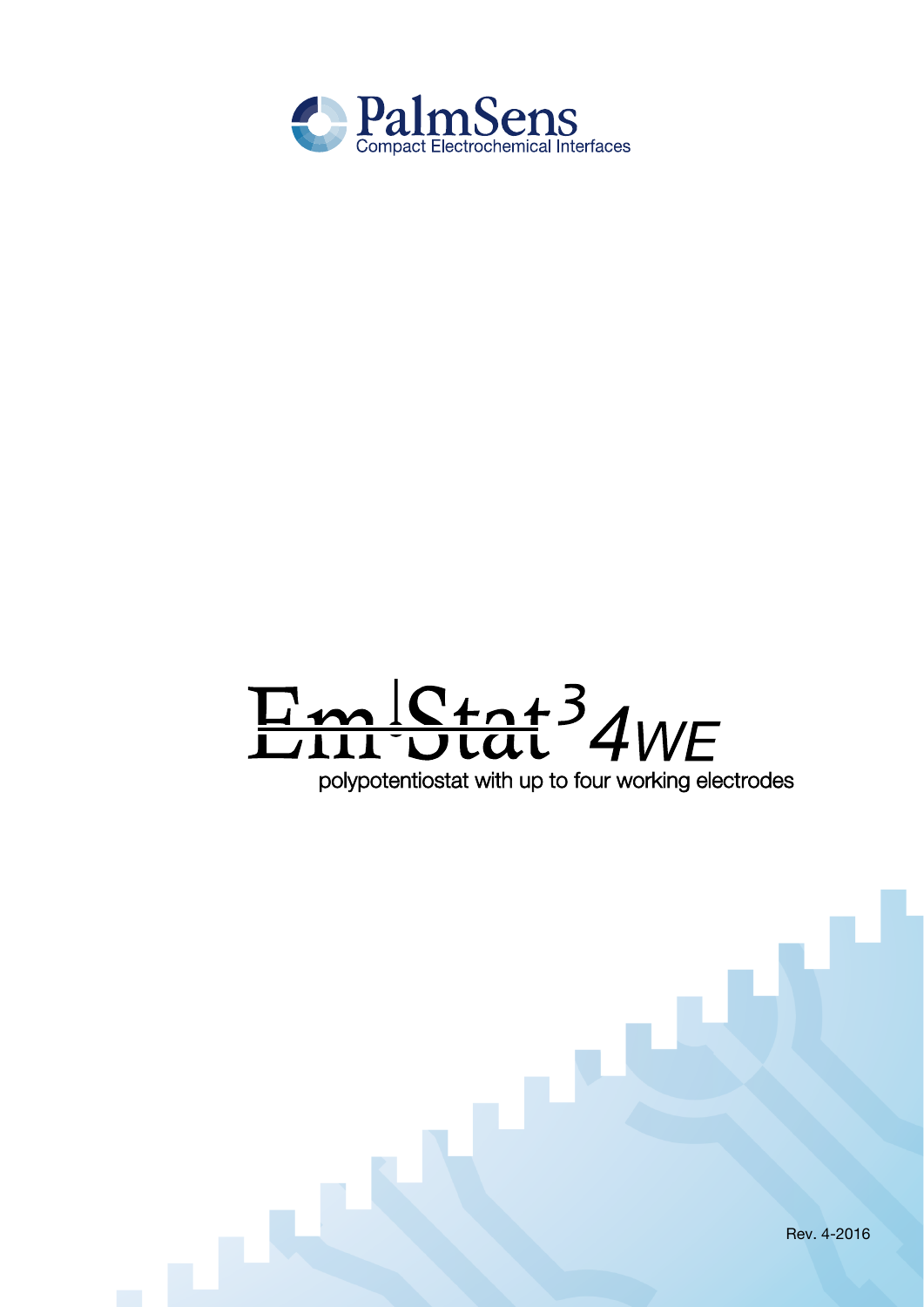PalmSens
Compact Electrochemical Interfaces

# EmStat³ 4WE

polypotentiostat with up to four working electrodes

Rev. 4-2016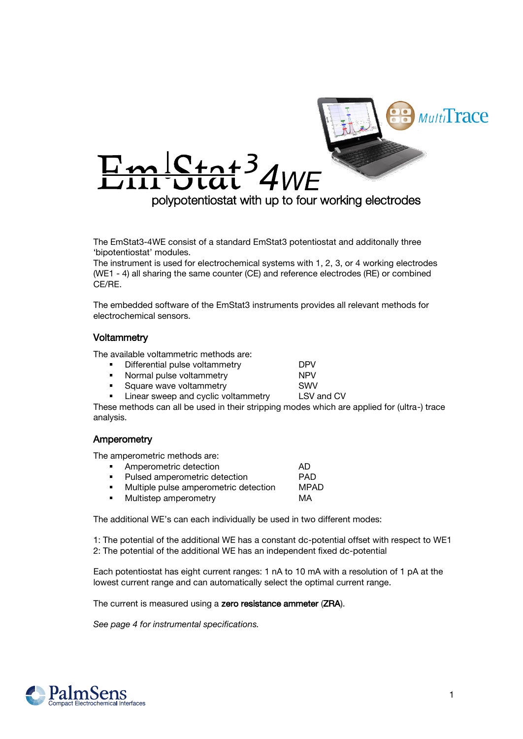# EmStat³ 4WE

polypotentiostat with up to four working electrodes

The EmStat3-4WE consist of a standard EmStat3 potentiostat and additonally three 'bipotentiostat' modules.
The instrument is used for electrochemical systems with 1, 2, 3, or 4 working electrodes (WE1 - 4) all sharing the same counter (CE) and reference electrodes (RE) or combined CE/RE.

The embedded software of the EmStat3 instruments provides all relevant methods for electrochemical sensors.

## Voltammetry

The available voltammetric methods are:

- Differential pulse voltammetry — DPV
- Normal pulse voltammetry — NPV
- Square wave voltammetry — SWV
- Linear sweep and cyclic voltammetry — LSV and CV

These methods can all be used in their stripping modes which are applied for (ultra-) trace analysis.

## Amperometry

The amperometric methods are:

- Amperometric detection — AD
- Pulsed amperometric detection — PAD
- Multiple pulse amperometric detection — MPAD
- Multistep amperometry — MA

The additional WE's can each individually be used in two different modes:

1: The potential of the additional WE has a constant dc-potential offset with respect to WE1
2: The potential of the additional WE has an independent fixed dc-potential

Each potentiostat has eight current ranges: 1 nA to 10 mA with a resolution of 1 pA at the lowest current range and can automatically select the optimal current range.

The current is measured using a **zero resistance ammeter** (**ZRA**).

*See page 4 for instrumental specifications.*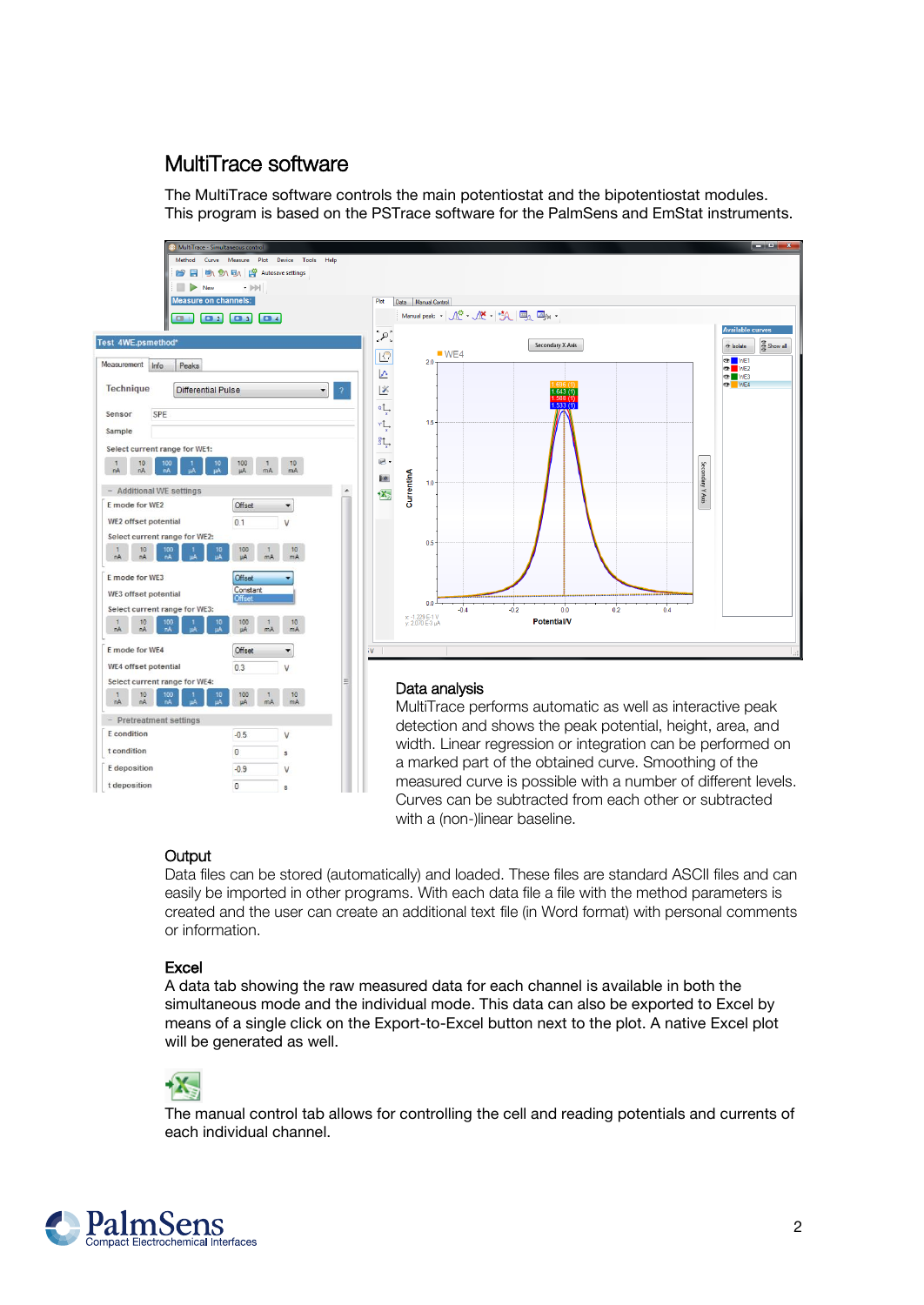# MultiTrace software

The MultiTrace software controls the main potentiostat and the bipotentiostat modules. This program is based on the PSTrace software for the PalmSens and EmStat instruments.

## Data analysis

MultiTrace performs automatic as well as interactive peak detection and shows the peak potential, height, area, and width. Linear regression or integration can be performed on a marked part of the obtained curve. Smoothing of the measured curve is possible with a number of different levels. Curves can be subtracted from each other or subtracted with a (non-)linear baseline.

## Output

Data files can be stored (automatically) and loaded. These files are standard ASCII files and can easily be imported in other programs. With each data file a file with the method parameters is created and the user can create an additional text file (in Word format) with personal comments or information.

## Excel

A data tab showing the raw measured data for each channel is available in both the simultaneous mode and the individual mode. This data can also be exported to Excel by means of a single click on the Export-to-Excel button next to the plot. A native Excel plot will be generated as well.

The manual control tab allows for controlling the cell and reading potentials and currents of each individual channel.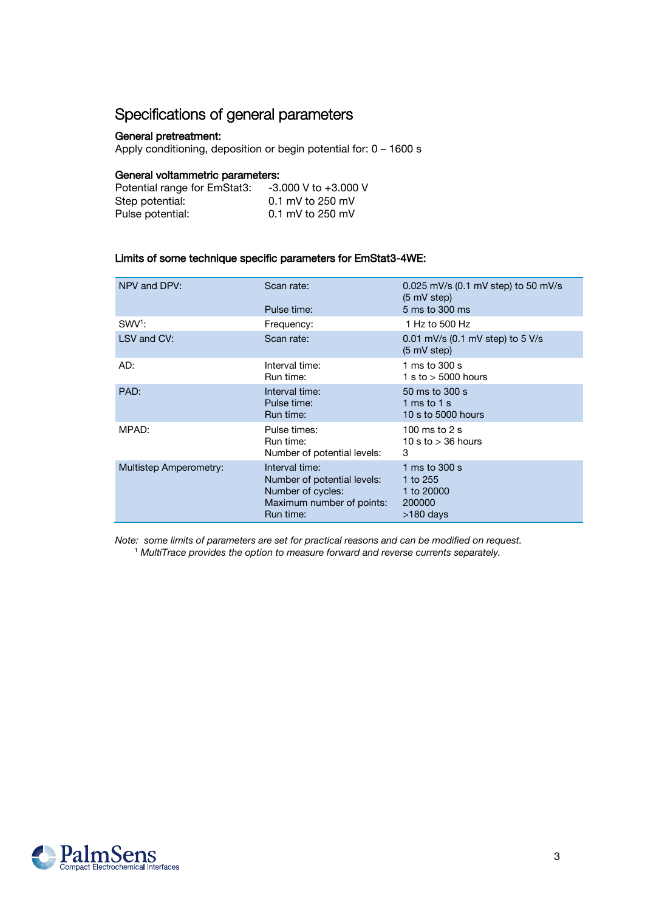## Specifications of general parameters

**General pretreatment:**

Apply conditioning, deposition or begin potential for: 0 – 1600 s

**General voltammetric parameters:**

Potential range for EmStat3: -3.000 V to +3.000 V
Step potential: 0.1 mV to 250 mV
Pulse potential: 0.1 mV to 250 mV

**Limits of some technique specific parameters for EmStat3-4WE:**

| | | |
|---|---|---|
| NPV and DPV: | Scan rate:<br><br>Pulse time: | 0.025 mV/s (0.1 mV step) to 50 mV/s (5 mV step)<br>5 ms to 300 ms |
| SWV[1]: | Frequency: | 1 Hz to 500 Hz |
| LSV and CV: | Scan rate: | 0.01 mV/s (0.1 mV step) to 5 V/s (5 mV step) |
| AD: | Interval time:<br>Run time: | 1 ms to 300 s<br>1 s to > 5000 hours |
| PAD: | Interval time:<br>Pulse time:<br>Run time: | 50 ms to 300 s<br>1 ms to 1 s<br>10 s to 5000 hours |
| MPAD: | Pulse times:<br>Run time:<br>Number of potential levels: | 100 ms to 2 s<br>10 s to > 36 hours<br>3 |
| Multistep Amperometry: | Interval time:<br>Number of potential levels:<br>Number of cycles:<br>Maximum number of points:<br>Run time: | 1 ms to 300 s<br>1 to 255<br>1 to 20000<br>200000<br>>180 days |

*Note: some limits of parameters are set for practical reasons and can be modified on request.*
*[1] MultiTrace provides the option to measure forward and reverse currents separately.*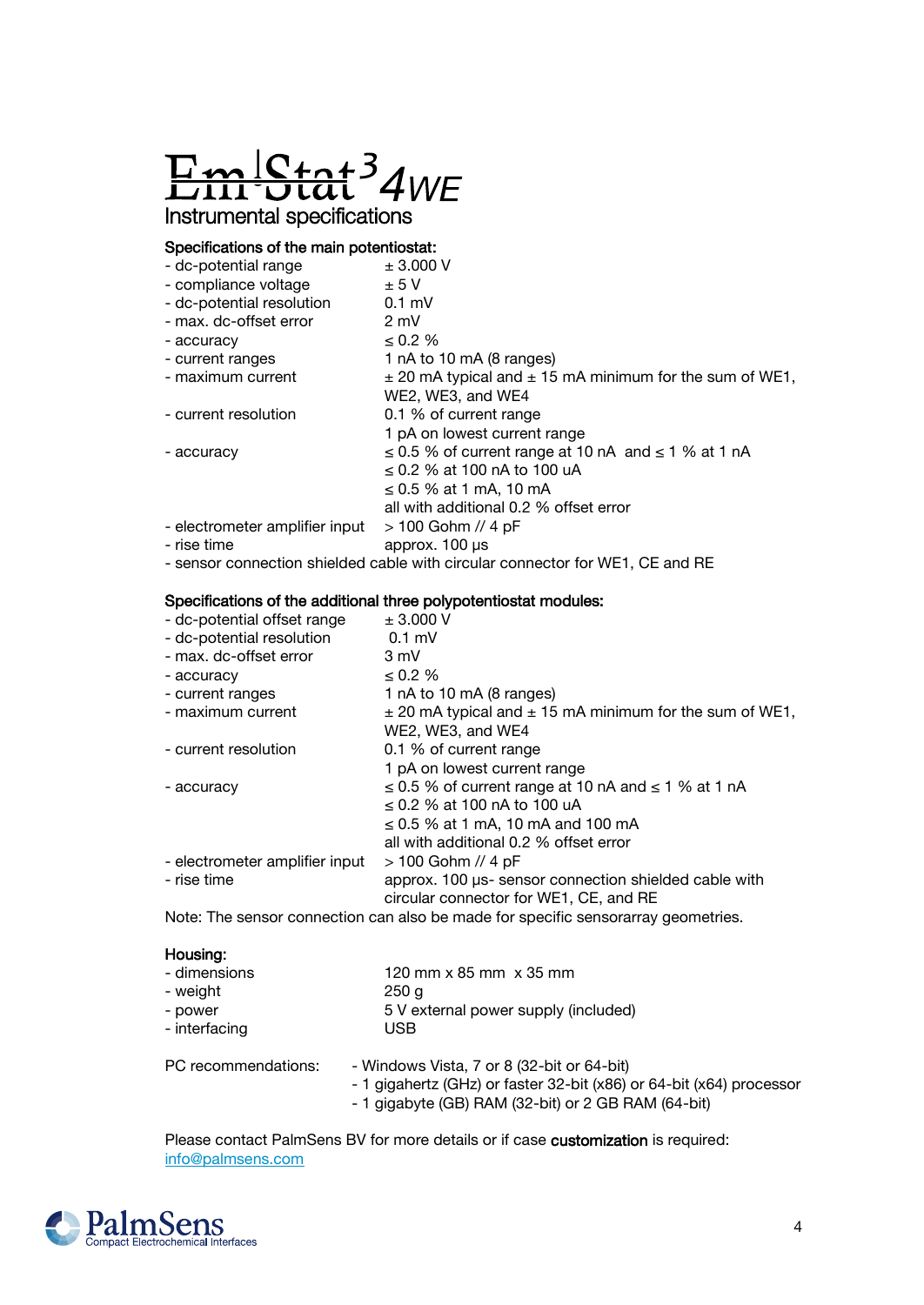# EmStat$^3$ 4WE

## Instrumental specifications

**Specifications of the main potentiostat:**

| | |
|---|---|
| - dc-potential range | ± 3.000 V |
| - compliance voltage | ± 5 V |
| - dc-potential resolution | 0.1 mV |
| - max. dc-offset error | 2 mV |
| - accuracy | ≤ 0.2 % |
| - current ranges | 1 nA to 10 mA (8 ranges) |
| - maximum current | ± 20 mA typical and ± 15 mA minimum for the sum of WE1, WE2, WE3, and WE4 |
| - current resolution | 0.1 % of current range<br>1 pA on lowest current range |
| - accuracy | ≤ 0.5 % of current range at 10 nA and ≤ 1 % at 1 nA<br>≤ 0.2 % at 100 nA to 100 uA<br>≤ 0.5 % at 1 mA, 10 mA<br>all with additional 0.2 % offset error |
| - electrometer amplifier input | > 100 Gohm // 4 pF |
| - rise time | approx. 100 µs |

- sensor connection shielded cable with circular connector for WE1, CE and RE

**Specifications of the additional three polypotentiostat modules:**

| | |
|---|---|
| - dc-potential offset range | ± 3.000 V |
| - dc-potential resolution | 0.1 mV |
| - max. dc-offset error | 3 mV |
| - accuracy | ≤ 0.2 % |
| - current ranges | 1 nA to 10 mA (8 ranges) |
| - maximum current | ± 20 mA typical and ± 15 mA minimum for the sum of WE1, WE2, WE3, and WE4 |
| - current resolution | 0.1 % of current range<br>1 pA on lowest current range |
| - accuracy | ≤ 0.5 % of current range at 10 nA and ≤ 1 % at 1 nA<br>≤ 0.2 % at 100 nA to 100 uA<br>≤ 0.5 % at 1 mA, 10 mA and 100 mA<br>all with additional 0.2 % offset error |
| - electrometer amplifier input | > 100 Gohm // 4 pF |
| - rise time | approx. 100 µs- sensor connection shielded cable with circular connector for WE1, CE, and RE |

Note: The sensor connection can also be made for specific sensorarray geometries.

**Housing:**

| | |
|---|---|
| - dimensions | 120 mm x 85 mm x 35 mm |
| - weight | 250 g |
| - power | 5 V external power supply (included) |
| - interfacing | USB |

PC recommendations:
- Windows Vista, 7 or 8 (32-bit or 64-bit)
- 1 gigahertz (GHz) or faster 32-bit (x86) or 64-bit (x64) processor
- 1 gigabyte (GB) RAM (32-bit) or 2 GB RAM (64-bit)

Please contact PalmSens BV for more details or if case **customization** is required: info@palmsens.com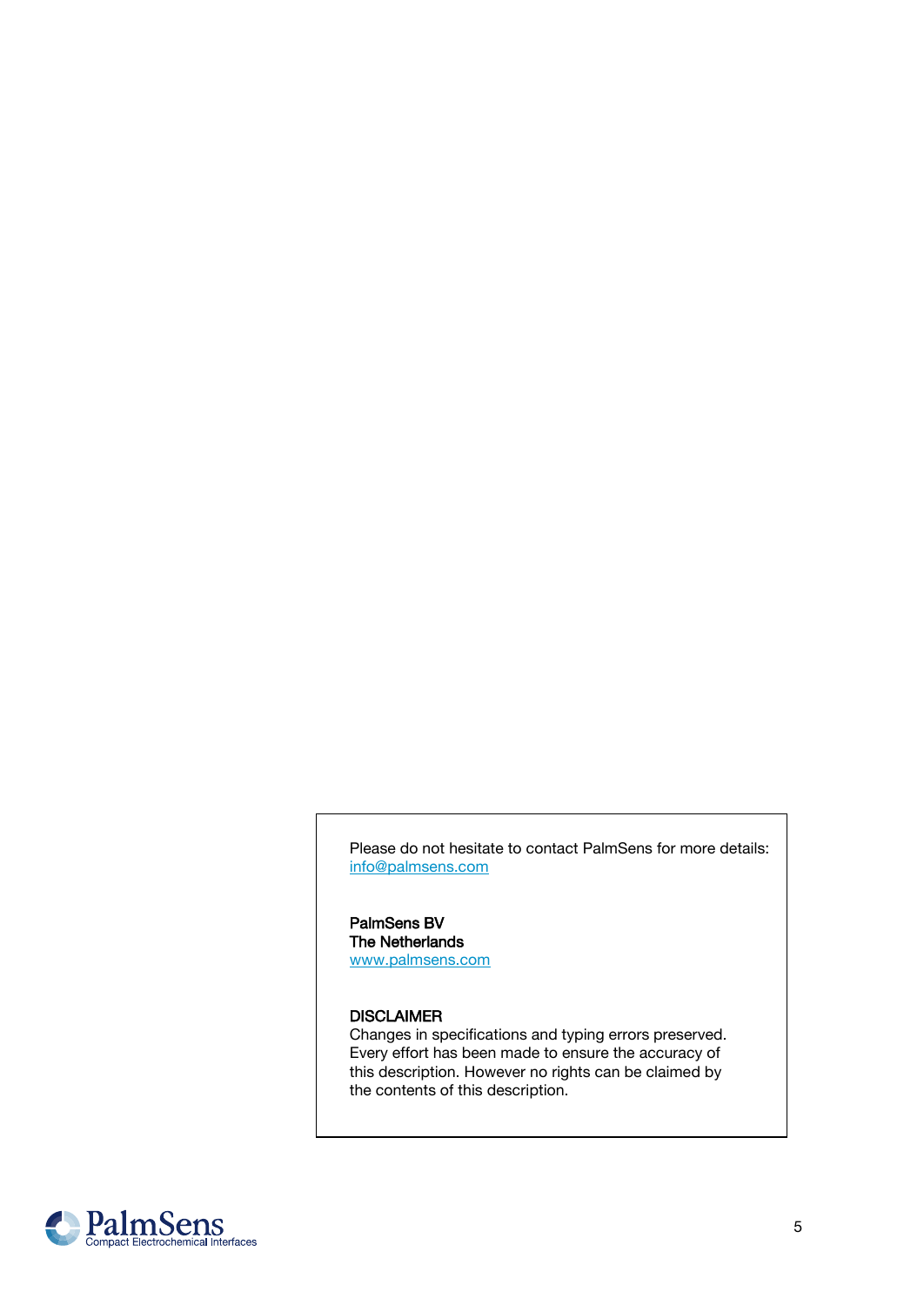Please do not hesitate to contact PalmSens for more details:
info@palmsens.com

**PalmSens BV**
**The Netherlands**
www.palmsens.com

**DISCLAIMER**
Changes in specifications and typing errors preserved.
Every effort has been made to ensure the accuracy of this description. However no rights can be claimed by the contents of this description.